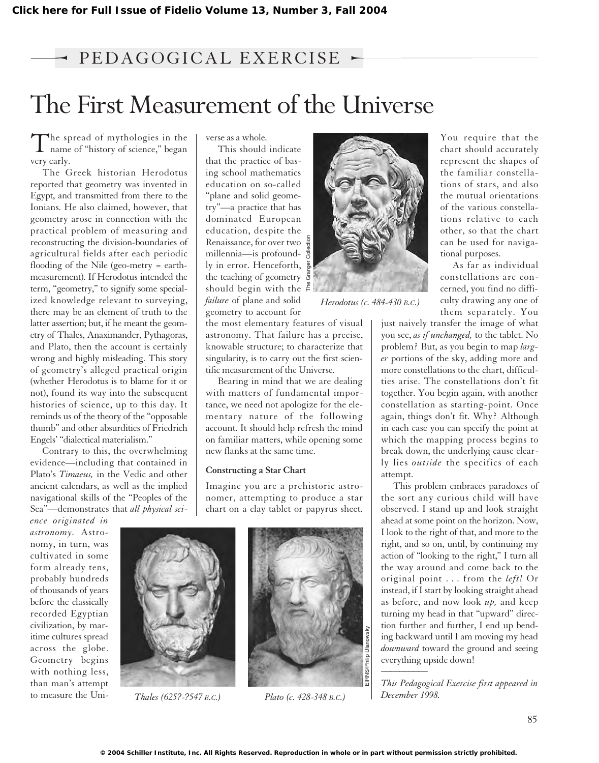PEDAGOGICAL EXERCISE

# The First Measurement of the Universe

The spread of mythologies in the name of "history of science," began very early.

The Greek historian Herodotus reported that geometry was invented in Egypt, and transmitted from there to the Ionians. He also claimed, however, that geometry arose in connection with the practical problem of measuring and reconstructing the division-boundaries of agricultural fields after each periodic flooding of the Nile (geo-metry = earth-measurement). If Herodotus intended the term, "geometry," to signify some specialized knowledge relevant to surveying, there may be an element of truth to the latter assertion; but, if he meant the geometry of Thales, Anaximander, Pythagoras, and Plato, then the account is certainly wrong and highly misleading. This story of geometry's alleged practical origin (whether Herodotus is to blame for it or not), found its way into the subsequent histories of science, up to this day. It reminds us of the theory of the "opposable thumb" and other absurdities of Friedrich Engels' "dialectical materialism."

Contrary to this, the overwhelming evidence—including that contained in Plato's *Timaeus,* in the Vedic and other ancient calendars, as well as the implied navigational skills of the "Peoples of the Sea"—demonstrates that *all physical science originated in astronomy.* Astronomy, in turn, was cultivated in some form already tens, probably hundreds of thousands of years before the classically recorded Egyptian civilization, by maritime cultures spread across the globe. Geometry begins with nothing less, than man's attempt to measure the Universe as a whole.

This should indicate that the practice of basing school mathematics education on so-called "plane and solid geometry"—a practice that has dominated European education, despite the Renaissance, for over two millennia—is profoundly in error. Henceforth, the teaching of geometry should begin with the *failure* of plane and solid geometry to account for the most elementary features of visual astronomy. That failure has a precise, knowable structure; to characterize that singularity, is to carry out the first scientific measurement of the Universe.

Bearing in mind that we are dealing with matters of fundamental importance, we need not apologize for the elementary nature of the following account. It should help refresh the mind on familiar matters, while opening some new flanks at the same time.

Herodotus (c. 484-430 B.C.)

Thales (625?-?547 B.C.)

Plato (c. 428-348 B.C.)

### Constructing a Star Chart

Imagine you are a prehistoric astronomer, attempting to produce a star chart on a clay tablet or papyrus sheet. You require that the chart should accurately represent the shapes of the familiar constellations of stars, and also the mutual orientations of the various constellations relative to each other, so that the chart can be used for navigational purposes.

As far as individual constellations are concerned, you find no difficulty drawing any one of them separately. You just naively transfer the image of what you see, *as if unchanged,* to the tablet. No problem? But, as you begin to map *larger* portions of the sky, adding more and more constellations to the chart, difficulties arise. The constellations don't fit together. You begin again, with another constellation as starting-point. Once again, things don't fit. Why? Although in each case you can specify the point at which the mapping process begins to break down, the underlying cause clearly lies *outside* the specifics of each attempt.

This problem embraces paradoxes of the sort any curious child will have observed. I stand up and look straight ahead at some point on the horizon. Now, I look to the right of that, and more to the right, and so on, until, by continuing my action of "looking to the right," I turn all the way around and come back to the original point . . . from the *left!* Or instead, if I start by looking straight ahead as before, and now look *up,* and keep turning my head in that "upward" direction further and further, I end up bending backward until I am moving my head *downward* toward the ground and seeing everything upside down!

---

*This Pedagogical Exercise first appeared in December 1998.*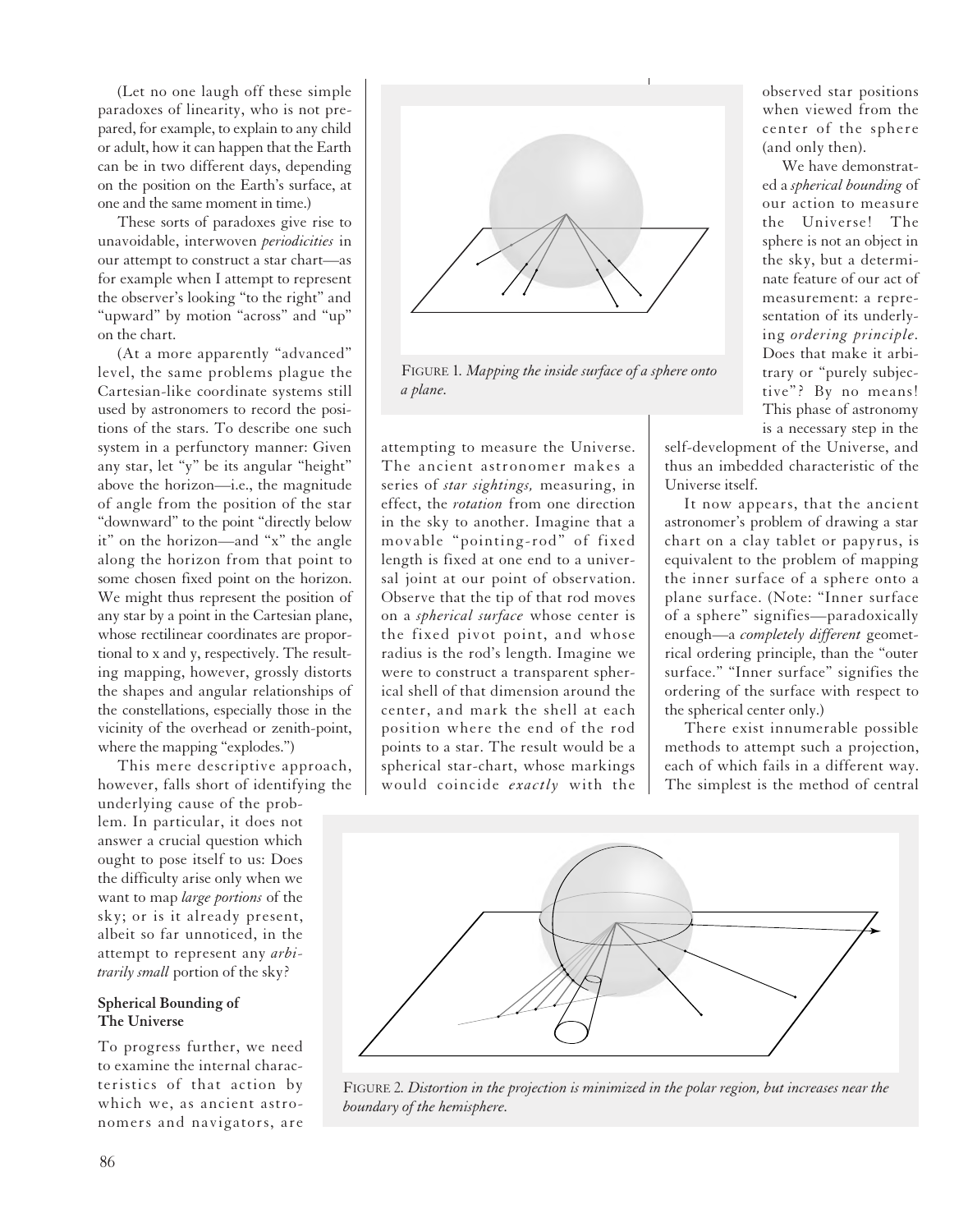(Let no one laugh off these simple paradoxes of linearity, who is not prepared, for example, to explain to any child or adult, how it can happen that the Earth can be in two different days, depending on the position on the Earth's surface, at one and the same moment in time.)

These sorts of paradoxes give rise to unavoidable, interwoven *periodicities* in our attempt to construct a star chart—as for example when I attempt to represent the observer's looking "to the right" and "upward" by motion "across" and "up" on the chart.

(At a more apparently "advanced" level, the same problems plague the Cartesian-like coordinate systems still used by astronomers to record the positions of the stars. To describe one such system in a perfunctory manner: Given any star, let "y" be its angular "height" above the horizon—i.e., the magnitude of angle from the position of the star "downward" to the point "directly below it" on the horizon—and "x" the angle along the horizon from that point to some chosen fixed point on the horizon. We might thus represent the position of any star by a point in the Cartesian plane, whose rectilinear coordinates are proportional to x and y, respectively. The resulting mapping, however, grossly distorts the shapes and angular relationships of the constellations, especially those in the vicinity of the overhead or zenith-point, where the mapping "explodes.")

This mere descriptive approach, however, falls short of identifying the underlying cause of the problem. In particular, it does not answer a crucial question which ought to pose itself to us: Does the difficulty arise only when we want to map *large portions* of the sky; or is it already present, albeit so far unnoticed, in the attempt to represent any *arbitrarily small* portion of the sky?

### Spherical Bounding of The Universe

To progress further, we need to examine the internal characteristics of that action by which we, as ancient astronomers and navigators, are attempting to measure the Universe. The ancient astronomer makes a series of *star sightings,* measuring, in effect, the *rotation* from one direction in the sky to another. Imagine that a movable "pointing-rod" of fixed length is fixed at one end to a universal joint at our point of observation. Observe that the tip of that rod moves on a *spherical surface* whose center is the fixed pivot point, and whose radius is the rod's length. Imagine we were to construct a transparent spherical shell of that dimension around the center, and mark the shell at each position where the end of the rod points to a star. The result would be a spherical star-chart, whose markings would coincide *exactly* with the observed star positions when viewed from the center of the sphere (and only then).

FIGURE 1. *Mapping the inside surface of a sphere onto a plane.*

We have demonstrated a *spherical bounding* of our action to measure the Universe! The sphere is not an object in the sky, but a determinate feature of our act of measurement: a representation of its underlying *ordering principle.* Does that make it arbitrary or "purely subjective"? By no means! This phase of astronomy is a necessary step in the self-development of the Universe, and thus an imbedded characteristic of the Universe itself.

It now appears, that the ancient astronomer's problem of drawing a star chart on a clay tablet or papyrus, is equivalent to the problem of mapping the inner surface of a sphere onto a plane surface. (Note: "Inner surface of a sphere" signifies—paradoxically enough—a *completely different* geometrical ordering principle, than the "outer surface." "Inner surface" signifies the ordering of the surface with respect to the spherical center only.)

There exist innumerable possible methods to attempt such a projection, each of which fails in a different way. The simplest is the method of central

FIGURE 2. *Distortion in the projection is minimized in the polar region, but increases near the boundary of the hemisphere.*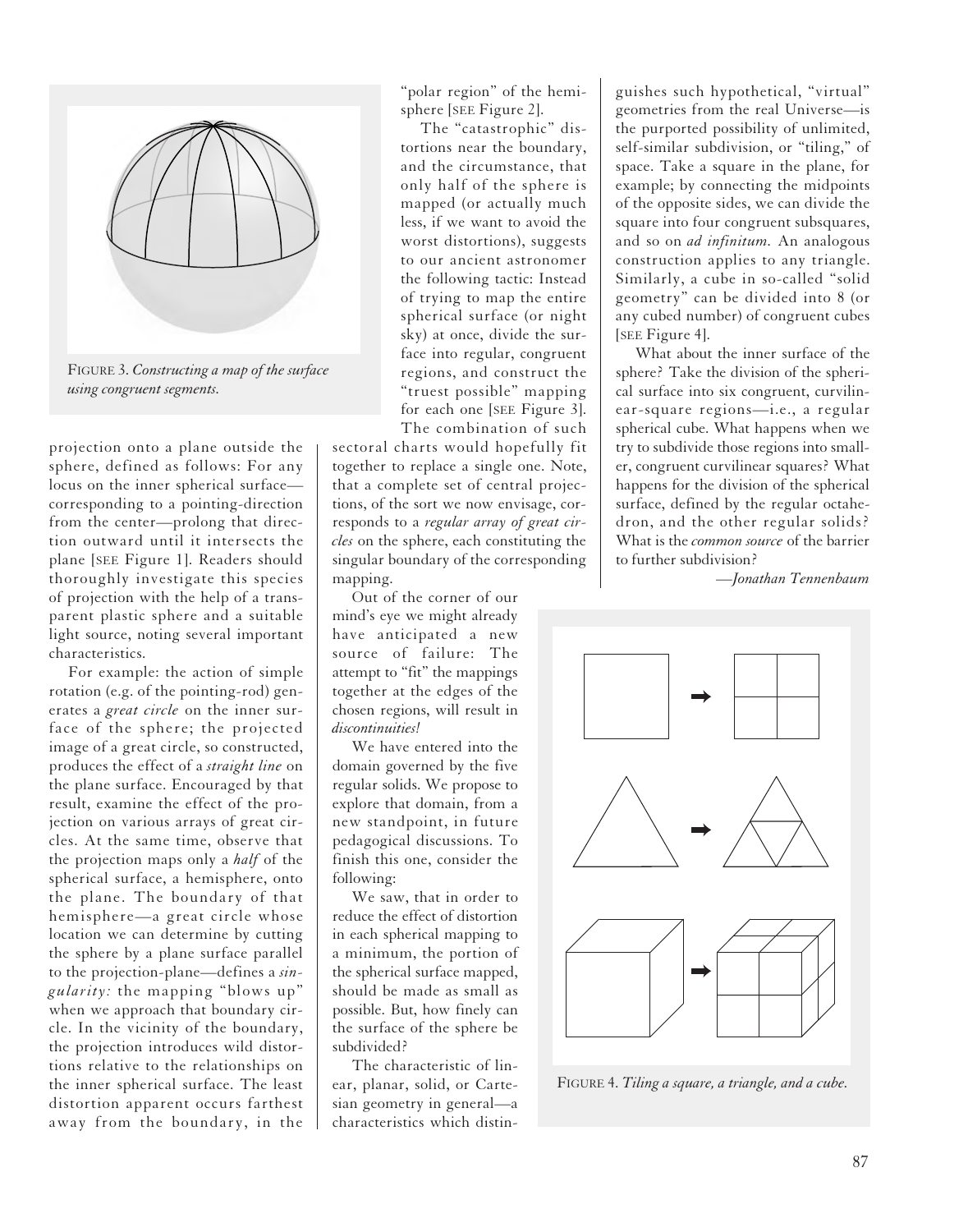FIGURE 3. *Constructing a map of the surface using congruent segments.*

projection onto a plane outside the sphere, defined as follows: For any locus on the inner spherical surface—corresponding to a pointing-direction from the center—prolong that direction outward until it intersects the plane [SEE Figure 1]. Readers should thoroughly investigate this species of projection with the help of a transparent plastic sphere and a suitable light source, noting several important characteristics.

For example: the action of simple rotation (e.g. of the pointing-rod) generates a *great circle* on the inner surface of the sphere; the projected image of a great circle, so constructed, produces the effect of a *straight line* on the plane surface. Encouraged by that result, examine the effect of the projection on various arrays of great circles. At the same time, observe that the projection maps only a *half* of the spherical surface, a hemisphere, onto the plane. The boundary of that hemisphere—a great circle whose location we can determine by cutting the sphere by a plane surface parallel to the projection-plane—defines a *singularity:* the mapping "blows up" when we approach that boundary circle. In the vicinity of the boundary, the projection introduces wild distortions relative to the relationships on the inner spherical surface. The least distortion apparent occurs farthest away from the boundary, in the "polar region" of the hemisphere [SEE Figure 2].

The "catastrophic" distortions near the boundary, and the circumstance, that only half of the sphere is mapped (or actually much less, if we want to avoid the worst distortions), suggests to our ancient astronomer the following tactic: Instead of trying to map the entire spherical surface (or night sky) at once, divide the surface into regular, congruent regions, and construct the "truest possible" mapping for each one [SEE Figure 3]. The combination of such sectoral charts would hopefully fit together to replace a single one. Note, that a complete set of central projections, of the sort we now envisage, corresponds to a *regular array of great circles* on the sphere, each constituting the singular boundary of the corresponding mapping.

Out of the corner of our mind's eye we might already have anticipated a new source of failure: The attempt to "fit" the mappings together at the edges of the chosen regions, will result in *discontinuities!*

We have entered into the domain governed by the five regular solids. We propose to explore that domain, from a new standpoint, in future pedagogical discussions. To finish this one, consider the following:

We saw, that in order to reduce the effect of distortion in each spherical mapping to a minimum, the portion of the spherical surface mapped, should be made as small as possible. But, how finely can the surface of the sphere be subdivided?

The characteristic of linear, planar, solid, or Cartesian geometry in general—a characteristics which distinguishes such hypothetical, "virtual" geometries from the real Universe—is the purported possibility of unlimited, self-similar subdivision, or "tiling," of space. Take a square in the plane, for example; by connecting the midpoints of the opposite sides, we can divide the square into four congruent subsquares, and so on *ad infinitum.* An analogous construction applies to any triangle. Similarly, a cube in so-called "solid geometry" can be divided into 8 (or any cubed number) of congruent cubes [SEE Figure 4].

What about the inner surface of the sphere? Take the division of the spherical surface into six congruent, curvilinear-square regions—i.e., a regular spherical cube. What happens when we try to subdivide those regions into smaller, congruent curvilinear squares? What happens for the division of the spherical surface, defined by the regular octahedron, and the other regular solids? What is the *common source* of the barrier to further subdivision?

*—Jonathan Tennenbaum*

FIGURE 4. *Tiling a square, a triangle, and a cube.*